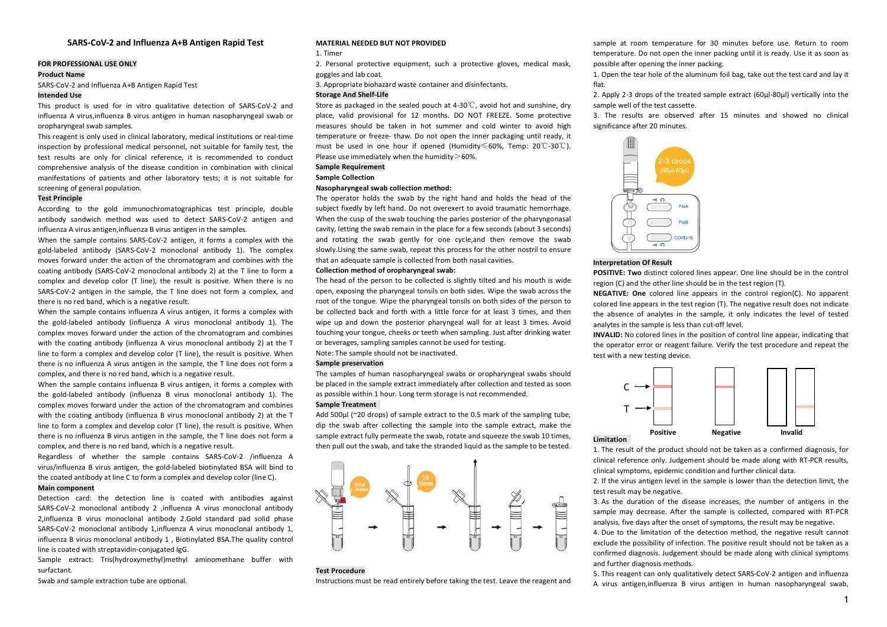# SARS-CoV-2 and Influenza A+B Antigen Rapid Test

**FOR PROFESSIONAL USE ONLY**

**Product Name**

SARS-CoV-2 and Influenza A+B Antigen Rapid Test

**Intended Use**

This product is used for in vitro qualitative detection of SARS-CoV-2 and influenza A virus,influenza B virus antigen in human nasopharyngeal swab or oropharyngeal swab samples.

This reagent is only used in clinical laboratory, medical institutions or real-time inspection by professional medical personnel, not suitable for family test, the test results are only for clinical reference, it is recommended to conduct comprehensive analysis of the disease condition in combination with clinical manifestations of patients and other laboratory tests; it is not suitable for screening of general population.

**Test Principle**

According to the gold immunochromatographicas test principle, double antibody sandwich method was used to detect SARS-CoV-2 antigen and influenza A virus antigen,influenza B virus antigen in the samples.

When the sample contains SARS-CoV-2 antigen, it forms a complex with the gold-labeled antibody (SARS-CoV-2 monoclonal antibody 1). The complex moves forward under the action of the chromatogram and combines with the coating antibody (SARS-CoV-2 monoclonal antibody 2) at the T line to form a complex and develop color (T line), the result is positive. When there is no SARS-CoV-2 antigen in the sample, the T line does not form a complex, and there is no red band, which is a negative result.

When the sample contains influenza A virus antigen, it forms a complex with the gold-labeled antibody (influenza A virus monoclonal antibody 1). The complex moves forward under the action of the chromatogram and combines with the coating antibody (influenza A virus monoclonal antibody 2) at the T line to form a complex and develop color (T line), the result is positive. When there is no influenza A virus antigen in the sample, the T line does not form a complex, and there is no red band, which is a negative result.

When the sample contains influenza B virus antigen, it forms a complex with the gold-labeled antibody (influenza B virus monoclonal antibody 1). The complex moves forward under the action of the chromatogram and combines with the coating antibody (influenza B virus monoclonal antibody 2) at the T line to form a complex and develop color (T line), the result is positive. When there is no influenza B virus antigen in the sample, the T line does not form a complex, and there is no red band, which is a negative result.

Regardless of whether the sample contains SARS-CoV-2 /influenza A virus/influenza B virus antigen, the gold-labeled biotinylated BSA will bind to the coated antibody at line C to form a complex and develop color (line C).

**Main component**

Detection card: the detection line is coated with antibodies against SARS-CoV-2 monoclonal antibody 2 ,influenza A virus monoclonal antibody 2,influenza B virus monoclonal antibody 2.Gold standard pad solid phase SARS-CoV-2 monoclonal antibody 1,influenza A virus monoclonal antibody 1, influenza B virus monoclonal antibody 1 , Biotinylated BSA.The quality control line is coated with streptavidin-conjugated IgG.

Sample extract: Tris(hydroxymethyl)methyl aminomethane buffer with surfactant.

Swab and sample extraction tube are optional.

**MATERIAL NEEDED BUT NOT PROVIDED**

1. Timer
2. Personal protective equipment, such a protective gloves, medical mask, goggles and lab coat.
3. Appropriate biohazard waste container and disinfectants.

**Storage And Shelf-Life**

Store as packaged in the sealed pouch at 4-30℃, avoid hot and sunshine, dry place, valid provisional for 12 months. DO NOT FREEZE. Some protective measures should be taken in hot summer and cold winter to avoid high temperature or freeze- thaw. Do not open the inner packaging until ready, it must be used in one hour if opened (Humidity≤60%, Temp: 20℃-30℃). Please use immediately when the humidity＞60%.

**Sample Requirement**

**Sample Collection**

**Nasopharyngeal swab collection method:**

The operator holds the swab by the right hand and holds the head of the subject fixedly by left hand. Do not overexert to avoid traumatic hemorrhage. When the cusp of the swab touching the paries posterior of the pharyngonasal cavity, letting the swab remain in the place for a few seconds (about 3 seconds) and rotating the swab gently for one cycle,and then remove the swab slowly.Using the same swab, repeat this process for the other nostril to ensure that an adequate sample is collected from both nasal cavities.

**Collection method of oropharyngeal swab:**

The head of the person to be collected is slightly tilted and his mouth is wide open, exposing the pharyngeal tonsils on both sides. Wipe the swab across the root of the tongue. Wipe the pharyngeal tonsils on both sides of the person to be collected back and forth with a little force for at least 3 times, and then wipe up and down the posterior pharyngeal wall for at least 3 times. Avoid touching your tongue, cheeks or teeth when sampling. Just after drinking water or beverages, sampling samples cannot be used for testing.

Note: The sample should not be inactivated.

**Sample preservation**

The samples of human nasopharyngeal swabs or oropharyngeal swabs should be placed in the sample extract immediately after collection and tested as soon as possible within 1 hour. Long term storage is not recommended.

**Sample Treatment**

Add 500µl (~20 drops) of sample extract to the 0.5 mark of the sampling tube, dip the swab after collecting the sample into the sample extract, make the sample extract fully permeate the swab, rotate and squeeze the swab 10 times, then pull out the swab, and take the stranded liquid as the sample to be tested.

**Test Procedure**

Instructions must be read entirely before taking the test. Leave the reagent and sample at room temperature for 30 minutes before use. Return to room temperature. Do not open the inner packing until it is ready. Use it as soon as possible after opening the inner packing.

1. Open the tear hole of the aluminum foil bag, take out the test card and lay it flat.
2. Apply 2-3 drops of the treated sample extract (60µl-80µl) vertically into the sample well of the test cassette.
3. The results are observed after 15 minutes and showed no clinical significance after 20 minutes.

**Interpretation Of Result**

**POSITIVE: Two** distinct colored lines appear. One line should be in the control region (C) and the other line should be in the test region (T).

**NEGATIVE: One** colored line appears in the control region(C). No apparent colored line appears in the test region (T). The negative result does not indicate the absence of analytes in the sample, it only indicates the level of tested analytes in the sample is less than cut-off level.

**INVALID:** No colored lines in the position of control line appear, indicating that the operator error or reagent failure. Verify the test procedure and repeat the test with a new testing device.

**Limitation**

1. The result of the product should not be taken as a confirmed diagnosis, for clinical reference only. Judgement should be made along with RT-PCR results, clinical symptoms, epidemic condition and further clinical data.
2. If the virus antigen level in the sample is lower than the detection limit, the test result may be negative.
3. As the duration of the disease increases, the number of antigens in the sample may decrease. After the sample is collected, compared with RT-PCR analysis, five days after the onset of symptoms, the result may be negative.
4. Due to the limitation of the detection method, the negative result cannot exclude the possibility of infection. The positive result should not be taken as a confirmed diagnosis. Judgement should be made along with clinical symptoms and further diagnosis methods.
5. This reagent can only qualitatively detect SARS-CoV-2 antigen and influenza A virus antigen,influenza B virus antigen in human nasopharyngeal swab,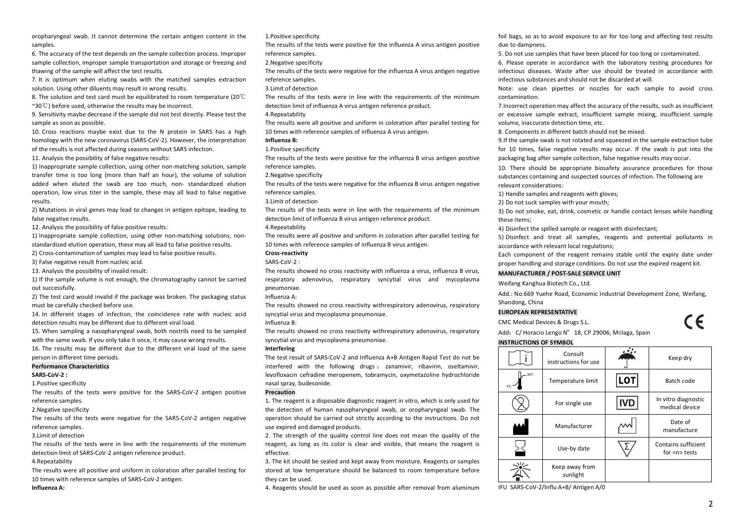oropharyngeal swab. It cannot determine the certain antigen content in the samples.

6. The accuracy of the test depends on the sample collection process. Improper sample collection, improper sample transportation and storage or freezing and thawing of the sample will affect the test results.

7. It is optimum when eluting swabs with the matched samples extraction solution. Using other diluents may result in wrong results.

8. The solution and test card must be equilibrated to room temperature (20℃ ~30℃) before used, otherwise the results may be incorrect.

9. Sensitivity maybe decrease if the sample did not test directly. Please test the sample as soon as possible.

10. Cross reactions maybe exist due to the N protein in SARS has a high homology with the new coronavirus (SARS-CoV-2). However, the interpretation of the results is not affected during seasons without SARS infection.

11. Analysis the possibility of false negative results:

1) Inappropriate sample collection, using other non-matching solution, sample transfer time is too long (more than half an hour), the volume of solution added when eluted the swab are too much, non- standardized elution operation, low virus titer in the sample, these may all lead to false negative results.

2) Mutations in viral genes may lead to changes in antigen epitope, leading to false negative results.

12. Analysis the possibility of false positive results:

1) Inappropriate sample collection, using other non-matching solutions, non-standardized elution operation, these may all lead to false positive results.

2) Cross-contamination of samples may lead to false positive results.

3) False negative result from nucleic acid.

13. Analysis the possibility of invalid result:

1) If the sample volume is not enough, the chromatography cannot be carried out successfully.

2) The test card would invalid if the package was broken. The packaging status must be carefully checked before use.

14. In different stages of infection, the coincidence rate with nucleic acid detection results may be different due to different viral load.

15. When sampling a nasopharyngeal swab, both nostrils need to be sampled with the same swab. If you only take it once, it may cause wrong results.

16. The results may be different due to the different viral load of the same person in different time periods.

## Performance Characteristics

**SARS-CoV-2 :**

1.Positive specificity

The results of the tests were positive for the SARS-CoV-2 antigen positive reference samples.

2.Negative specificity

The results of the tests were negative for the SARS-CoV-2 antigen negative reference samples.

3.Limit of detection

The results of the tests were in line with the requirements of the minimum detection limit of SARS-CoV-2 antigen reference product.

4.Repeatability

The results were all positive and uniform in coloration after parallel testing for 10 times with reference samples of SARS-CoV-2 antigen.

**Influenza A:**

1.Positive specificity

The results of the tests were positive for the influenza A virus antigen positive reference samples.

2.Negative specificity

The results of the tests were negative for the influenza A virus antigen negative reference samples.

3.Limit of detection

The results of the tests were in line with the requirements of the minimum detection limit of influenza A virus antigen reference product.

4.Repeatability

The results were all positive and uniform in coloration after parallel testing for 10 times with reference samples of influenza A virus antigen.

**Influenza B:**

1.Positive specificity

The results of the tests were positive for the influenza B virus antigen positive reference samples.

2.Negative specificity

The results of the tests were negative for the influenza B virus antigen negative reference samples.

3.Limit of detection

The results of the tests were in line with the requirements of the minimum detection limit of influenza B virus antigen reference product.

4.Repeatability

The results were all positive and uniform in coloration after parallel testing for 10 times with reference samples of influenza B virus antigen.

**Cross-reactivity**

SARS-CoV-2 :

The results showed no cross reactivity with influenza a virus, influenza B virus, respiratory adenovirus, respiratory syncytial virus and mycoplasma pneumoniae.

Influenza A:

The results showed no cross reactivity withrespiratory adenovirus, respiratory syncytial virus and mycoplasma pneumoniae.

Influenza B:

The results showed no cross reactivity withrespiratory adenovirus, respiratory syncytial virus and mycoplasma pneumoniae.

**Interfering**

The test result of SARS-CoV-2 and Influenza A+B Antigen Rapid Test do not be interfered with the following drugs： zanamivir, ribavirin, oseltamivir, levofloxacin cefradine meropenem, tobramycin, oxymetazoline hydrochloride nasal spray, budesonide.

## Precaution

1. The reagent is a disposable diagnostic reagent in vitro, which is only used for the detection of human nasopharyngeal swab, or oropharyngeal swab. The operation should be carried out strictly according to the instructions. Do not use expired and damaged products.

2. The strength of the quality control line does not mean the quality of the reagent, as long as its color is clear and visible, that means the reagent is effective.

3. The kit should be sealed and kept away from moisture. Reagents or samples stored at low temperature should be balanced to room temperature before they can be used.

4. Reagents should be used as soon as possible after removal from aluminum foil bags, so as to avoid exposure to air for too long and affecting test results due to dampness.

5. Do not use samples that have been placed for too long or contaminated.

6. Please operate in accordance with the laboratory testing procedures for infectious diseases. Waste after use should be treated in accordance with infectious substances and should not be discarded at will.

Note: use clean pipettes or nozzles for each sample to avoid cross contamination.

7.Incorrect operation may affect the accuracy of the results, such as insufficient or excessive sample extract, insufficient sample mixing, insufficient sample volume, inaccurate detection time, etc.

8. Components in different batch should not be mixed.

9.If the sample swab is not rotated and squeezed in the sample extraction tube for 10 times, false negative results may occur. If the swab is put into the packaging bag after sample collection, false negative results may occur.

10. There should be appropriate biosafety assurance procedures for those substances containing and suspected sources of infection. The following are relevant considerations:

1) Handle samples and reagents with gloves;

2) Do not suck samples with your mouth;

3) Do not smoke, eat, drink, cosmetic or handle contact lenses while handling these items;

4) Disinfect the spilled sample or reagent with disinfectant;

5) Disinfect and treat all samples, reagents and potential pollutants in accordance with relevant local regulations;

Each component of the reagent remains stable until the expiry date under proper handling and storage conditions. Do not use the expired reagent kit.

## MANUFACTURER / POST-SALE SERVICE UNIT

Weifang Kanghua Biotech Co., Ltd.

Add.: No.669 Yuehe Road, Economic Industrial Development Zone, Weifang, Shandong, China

## EUROPEAN REPRESENTATIVE

CMC Medical Devices & Drugs S.L.

Add：C/ Horacio Lengo N° 18, CP 29006, Málaga, Spain

CE

## INSTRUCTIONS OF SYMBOL

| | | | |
|---|---|---|---|
| i | Consult instructions for use | | Keep dry |
| 4℃ 30℃ | Temperature limit | LOT | Batch code |
| | For single use | IVD | In vitro diagnostic medical device |
| | Manufacturer | | Date of manufacture |
| | Use-by date | Σ | Contains sufficient for <n> tests |
| | Keep away from sunlight | | |

IFU SARS-CoV-2/Influ A+B/ Antigen A/0